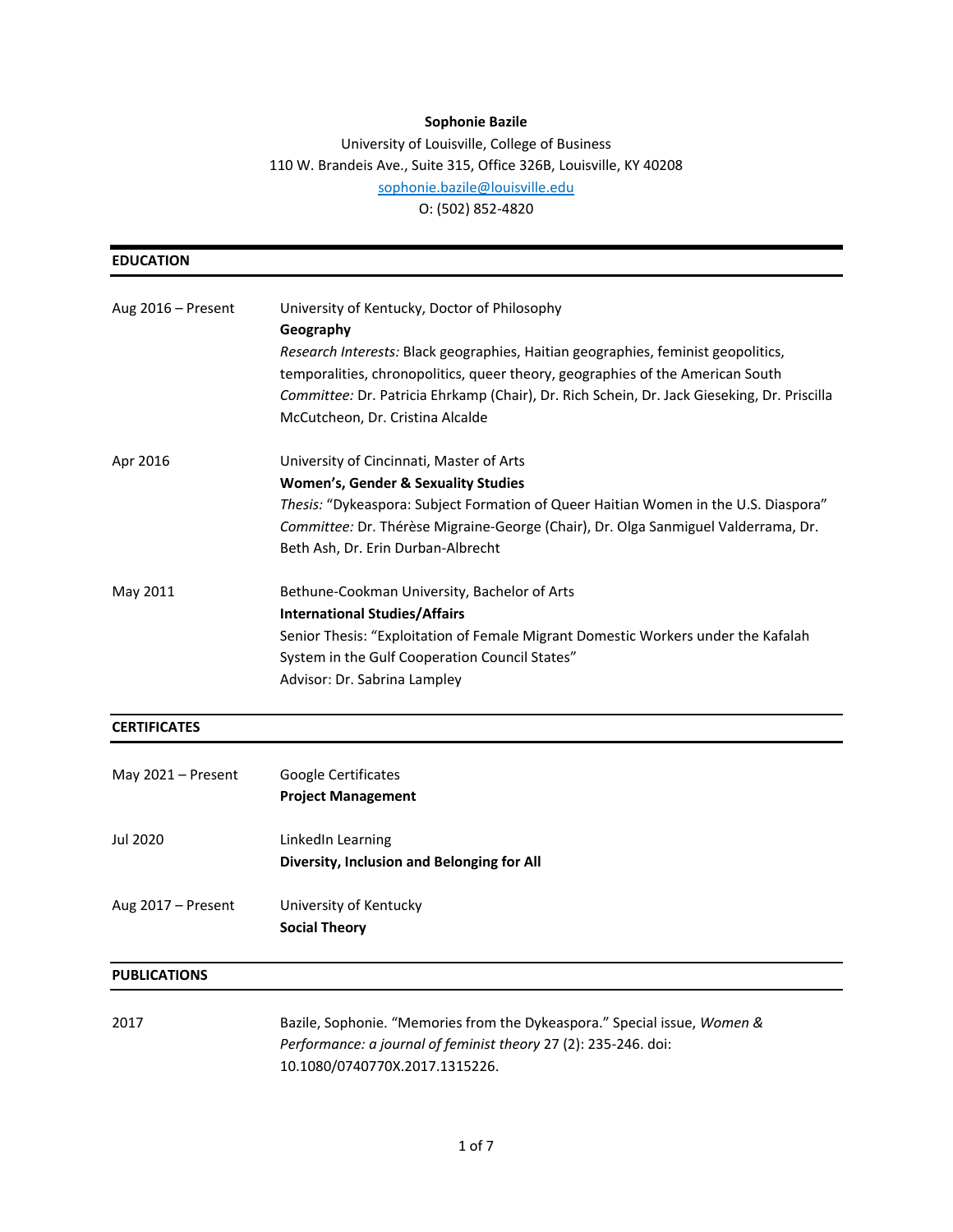**Sophonie Bazile**

University of Louisville, College of Business
110 W. Brandeis Ave., Suite 315, Office 326B, Louisville, KY 40208
sophonie.bazile@louisville.edu
O: (502) 852-4820

## EDUCATION

**Aug 2016 – Present**
University of Kentucky, Doctor of Philosophy
**Geography**
*Research Interests:* Black geographies, Haitian geographies, feminist geopolitics, temporalities, chronopolitics, queer theory, geographies of the American South
*Committee:* Dr. Patricia Ehrkamp (Chair), Dr. Rich Schein, Dr. Jack Gieseking, Dr. Priscilla McCutcheon, Dr. Cristina Alcalde

**Apr 2016**
University of Cincinnati, Master of Arts
**Women's, Gender & Sexuality Studies**
*Thesis:* "Dykeaspora: Subject Formation of Queer Haitian Women in the U.S. Diaspora"
*Committee:* Dr. Thérèse Migraine-George (Chair), Dr. Olga Sanmiguel Valderrama, Dr. Beth Ash, Dr. Erin Durban-Albrecht

**May 2011**
Bethune-Cookman University, Bachelor of Arts
**International Studies/Affairs**
Senior Thesis: "Exploitation of Female Migrant Domestic Workers under the Kafalah System in the Gulf Cooperation Council States"
Advisor: Dr. Sabrina Lampley

## CERTIFICATES

**May 2021 – Present**
Google Certificates
**Project Management**

**Jul 2020**
LinkedIn Learning
**Diversity, Inclusion and Belonging for All**

**Aug 2017 – Present**
University of Kentucky
**Social Theory**

## PUBLICATIONS

**2017**
Bazile, Sophonie. "Memories from the Dykeaspora." Special issue, *Women & Performance: a journal of feminist theory* 27 (2): 235-246. doi: 10.1080/0740770X.2017.1315226.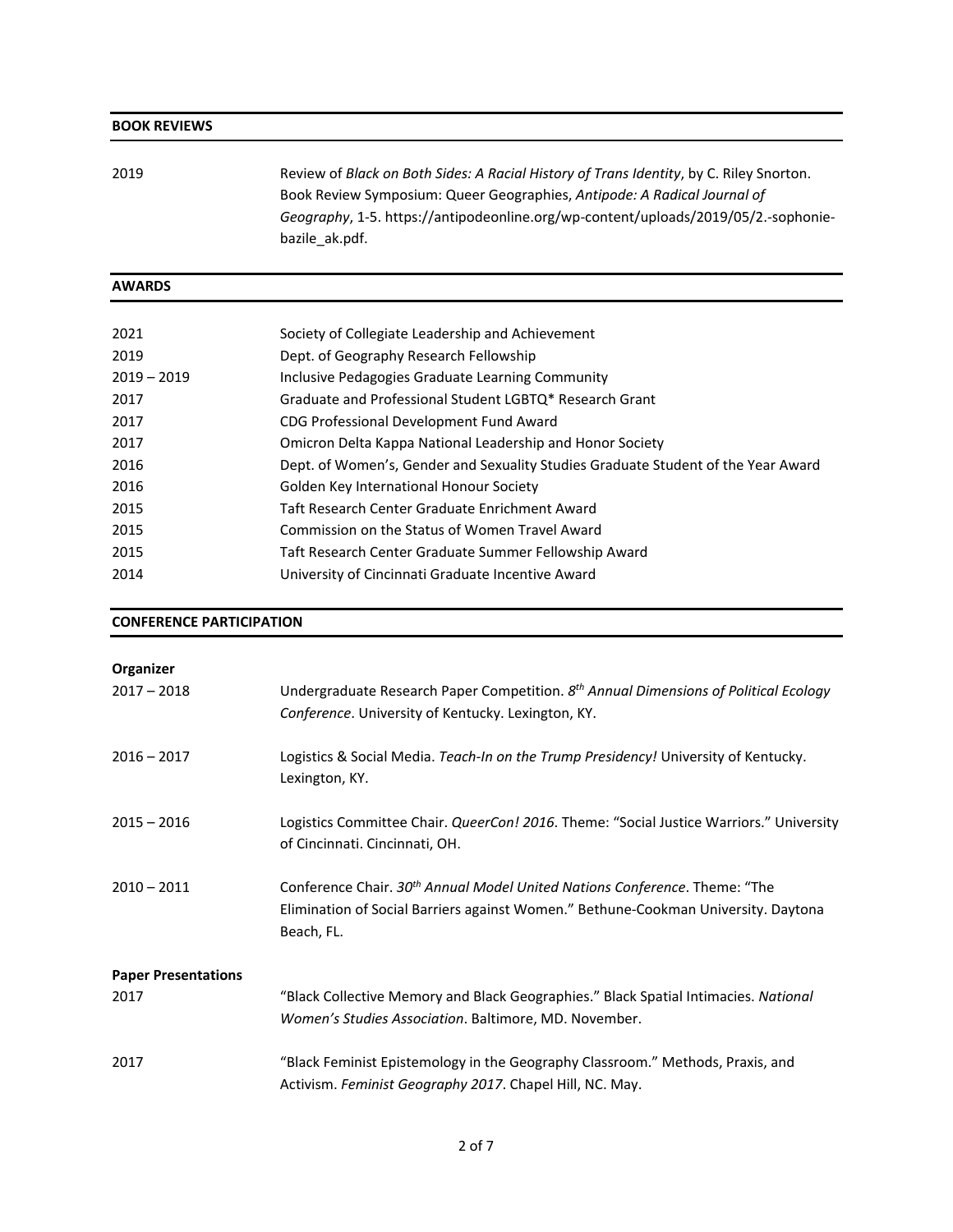## BOOK REVIEWS

2019 — Review of *Black on Both Sides: A Racial History of Trans Identity*, by C. Riley Snorton. Book Review Symposium: Queer Geographies, *Antipode: A Radical Journal of Geography*, 1-5. https://antipodeonline.org/wp-content/uploads/2019/05/2.-sophonie-bazile_ak.pdf.

## AWARDS

| | |
|---|---|
| 2021 | Society of Collegiate Leadership and Achievement |
| 2019 | Dept. of Geography Research Fellowship |
| 2019 – 2019 | Inclusive Pedagogies Graduate Learning Community |
| 2017 | Graduate and Professional Student LGBTQ* Research Grant |
| 2017 | CDG Professional Development Fund Award |
| 2017 | Omicron Delta Kappa National Leadership and Honor Society |
| 2016 | Dept. of Women's, Gender and Sexuality Studies Graduate Student of the Year Award |
| 2016 | Golden Key International Honour Society |
| 2015 | Taft Research Center Graduate Enrichment Award |
| 2015 | Commission on the Status of Women Travel Award |
| 2015 | Taft Research Center Graduate Summer Fellowship Award |
| 2014 | University of Cincinnati Graduate Incentive Award |

## CONFERENCE PARTICIPATION

**Organizer**

2017 – 2018 — Undergraduate Research Paper Competition. *8th Annual Dimensions of Political Ecology Conference*. University of Kentucky. Lexington, KY.

2016 – 2017 — Logistics & Social Media. *Teach-In on the Trump Presidency!* University of Kentucky. Lexington, KY.

2015 – 2016 — Logistics Committee Chair. *QueerCon! 2016*. Theme: "Social Justice Warriors." University of Cincinnati. Cincinnati, OH.

2010 – 2011 — Conference Chair. *30th Annual Model United Nations Conference*. Theme: "The Elimination of Social Barriers against Women." Bethune-Cookman University. Daytona Beach, FL.

**Paper Presentations**

2017 — "Black Collective Memory and Black Geographies." Black Spatial Intimacies. *National Women's Studies Association*. Baltimore, MD. November.

2017 — "Black Feminist Epistemology in the Geography Classroom." Methods, Praxis, and Activism. *Feminist Geography 2017*. Chapel Hill, NC. May.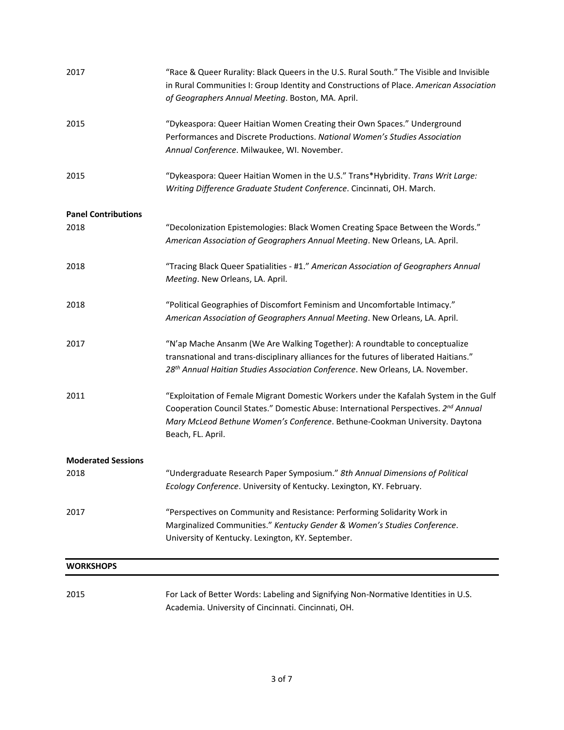2017 "Race & Queer Rurality: Black Queers in the U.S. Rural South." The Visible and Invisible in Rural Communities I: Group Identity and Constructions of Place. *American Association of Geographers Annual Meeting*. Boston, MA. April.

2015 "Dykeaspora: Queer Haitian Women Creating their Own Spaces." Underground Performances and Discrete Productions. *National Women's Studies Association Annual Conference*. Milwaukee, WI. November.

2015 "Dykeaspora: Queer Haitian Women in the U.S." Trans*Hybridity. *Trans Writ Large: Writing Difference Graduate Student Conference*. Cincinnati, OH. March.

**Panel Contributions**

2018 "Decolonization Epistemologies: Black Women Creating Space Between the Words." *American Association of Geographers Annual Meeting*. New Orleans, LA. April.

2018 "Tracing Black Queer Spatialities - #1." *American Association of Geographers Annual Meeting*. New Orleans, LA. April.

2018 "Political Geographies of Discomfort Feminism and Uncomfortable Intimacy." *American Association of Geographers Annual Meeting*. New Orleans, LA. April.

2017 "N'ap Mache Ansanm (We Are Walking Together): A roundtable to conceptualize transnational and trans-disciplinary alliances for the futures of liberated Haitians." *28th Annual Haitian Studies Association Conference*. New Orleans, LA. November.

2011 "Exploitation of Female Migrant Domestic Workers under the Kafalah System in the Gulf Cooperation Council States." Domestic Abuse: International Perspectives. *2nd Annual Mary McLeod Bethune Women's Conference*. Bethune-Cookman University. Daytona Beach, FL. April.

**Moderated Sessions**

2018 "Undergraduate Research Paper Symposium." *8th Annual Dimensions of Political Ecology Conference*. University of Kentucky. Lexington, KY. February.

2017 "Perspectives on Community and Resistance: Performing Solidarity Work in Marginalized Communities." *Kentucky Gender & Women's Studies Conference*. University of Kentucky. Lexington, KY. September.

## WORKSHOPS

2015 For Lack of Better Words: Labeling and Signifying Non-Normative Identities in U.S. Academia. University of Cincinnati. Cincinnati, OH.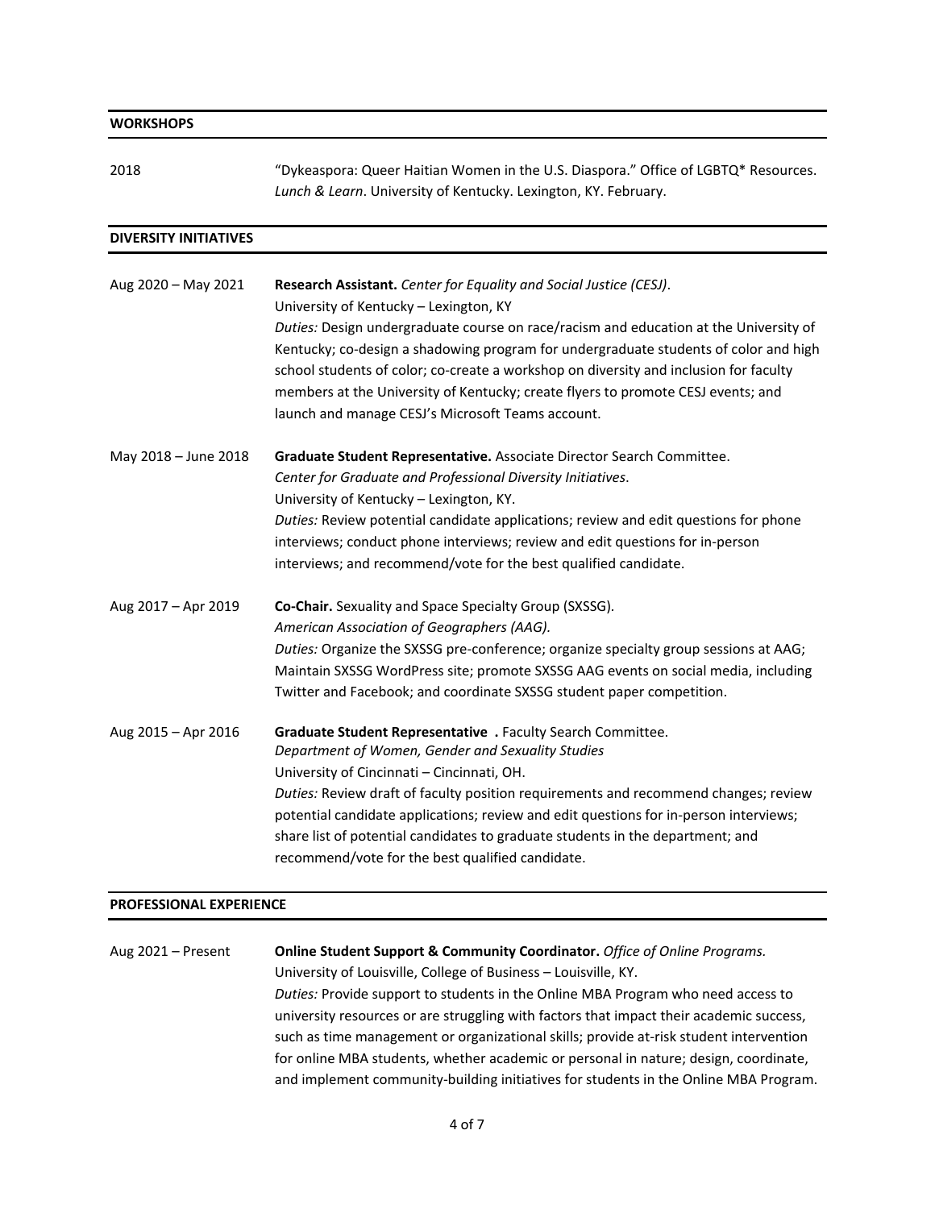## WORKSHOPS

2018 — "Dykeaspora: Queer Haitian Women in the U.S. Diaspora." Office of LGBTQ* Resources. *Lunch & Learn*. University of Kentucky. Lexington, KY. February.

## DIVERSITY INITIATIVES

Aug 2020 – May 2021 — **Research Assistant.** *Center for Equality and Social Justice (CESJ)*.
University of Kentucky – Lexington, KY
*Duties:* Design undergraduate course on race/racism and education at the University of Kentucky; co-design a shadowing program for undergraduate students of color and high school students of color; co-create a workshop on diversity and inclusion for faculty members at the University of Kentucky; create flyers to promote CESJ events; and launch and manage CESJ's Microsoft Teams account.

May 2018 – June 2018 — **Graduate Student Representative.** Associate Director Search Committee.
*Center for Graduate and Professional Diversity Initiatives*.
University of Kentucky – Lexington, KY.
*Duties:* Review potential candidate applications; review and edit questions for phone interviews; conduct phone interviews; review and edit questions for in-person interviews; and recommend/vote for the best qualified candidate.

Aug 2017 – Apr 2019 — **Co-Chair.** Sexuality and Space Specialty Group (SXSSG).
*American Association of Geographers (AAG).*
*Duties:* Organize the SXSSG pre-conference; organize specialty group sessions at AAG; Maintain SXSSG WordPress site; promote SXSSG AAG events on social media, including Twitter and Facebook; and coordinate SXSSG student paper competition.

Aug 2015 – Apr 2016 — **Graduate Student Representative .** Faculty Search Committee.
*Department of Women, Gender and Sexuality Studies*
University of Cincinnati – Cincinnati, OH.
*Duties:* Review draft of faculty position requirements and recommend changes; review potential candidate applications; review and edit questions for in-person interviews; share list of potential candidates to graduate students in the department; and recommend/vote for the best qualified candidate.

## PROFESSIONAL EXPERIENCE

Aug 2021 – Present — **Online Student Support & Community Coordinator.** *Office of Online Programs.*
University of Louisville, College of Business – Louisville, KY.
*Duties:* Provide support to students in the Online MBA Program who need access to university resources or are struggling with factors that impact their academic success, such as time management or organizational skills; provide at-risk student intervention for online MBA students, whether academic or personal in nature; design, coordinate, and implement community-building initiatives for students in the Online MBA Program.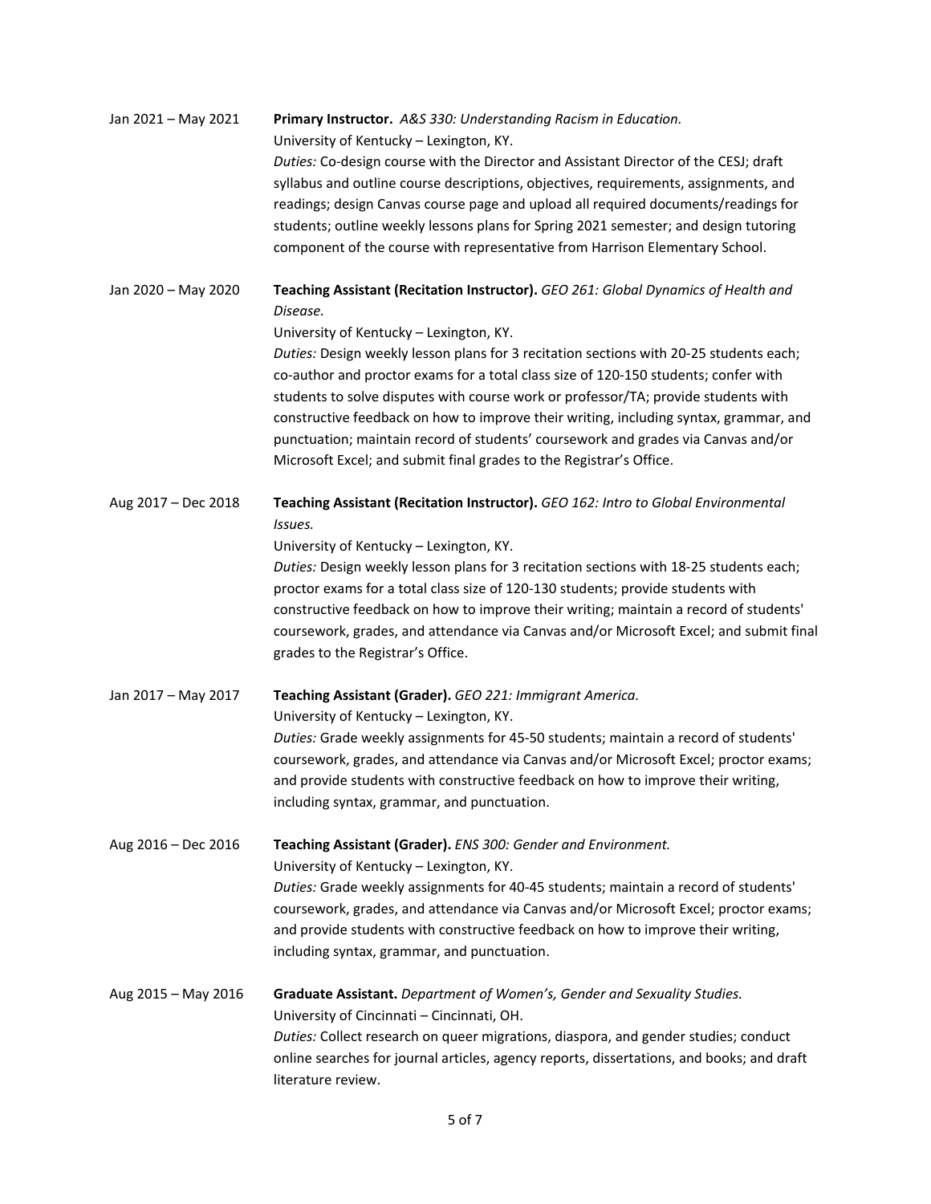Jan 2021 – May 2021 **Primary Instructor.** *A&S 330: Understanding Racism in Education.*
University of Kentucky – Lexington, KY.
*Duties:* Co-design course with the Director and Assistant Director of the CESJ; draft syllabus and outline course descriptions, objectives, requirements, assignments, and readings; design Canvas course page and upload all required documents/readings for students; outline weekly lessons plans for Spring 2021 semester; and design tutoring component of the course with representative from Harrison Elementary School.

Jan 2020 – May 2020 **Teaching Assistant (Recitation Instructor).** *GEO 261: Global Dynamics of Health and Disease.*
University of Kentucky – Lexington, KY.
*Duties:* Design weekly lesson plans for 3 recitation sections with 20-25 students each; co-author and proctor exams for a total class size of 120-150 students; confer with students to solve disputes with course work or professor/TA; provide students with constructive feedback on how to improve their writing, including syntax, grammar, and punctuation; maintain record of students' coursework and grades via Canvas and/or Microsoft Excel; and submit final grades to the Registrar's Office.

Aug 2017 – Dec 2018 **Teaching Assistant (Recitation Instructor).** *GEO 162: Intro to Global Environmental Issues.*
University of Kentucky – Lexington, KY.
*Duties:* Design weekly lesson plans for 3 recitation sections with 18-25 students each; proctor exams for a total class size of 120-130 students; provide students with constructive feedback on how to improve their writing; maintain a record of students' coursework, grades, and attendance via Canvas and/or Microsoft Excel; and submit final grades to the Registrar's Office.

Jan 2017 – May 2017 **Teaching Assistant (Grader).** *GEO 221: Immigrant America.*
University of Kentucky – Lexington, KY.
*Duties:* Grade weekly assignments for 45-50 students; maintain a record of students' coursework, grades, and attendance via Canvas and/or Microsoft Excel; proctor exams; and provide students with constructive feedback on how to improve their writing, including syntax, grammar, and punctuation.

Aug 2016 – Dec 2016 **Teaching Assistant (Grader).** *ENS 300: Gender and Environment.*
University of Kentucky – Lexington, KY.
*Duties:* Grade weekly assignments for 40-45 students; maintain a record of students' coursework, grades, and attendance via Canvas and/or Microsoft Excel; proctor exams; and provide students with constructive feedback on how to improve their writing, including syntax, grammar, and punctuation.

Aug 2015 – May 2016 **Graduate Assistant.** *Department of Women's, Gender and Sexuality Studies.*
University of Cincinnati – Cincinnati, OH.
*Duties:* Collect research on queer migrations, diaspora, and gender studies; conduct online searches for journal articles, agency reports, dissertations, and books; and draft literature review.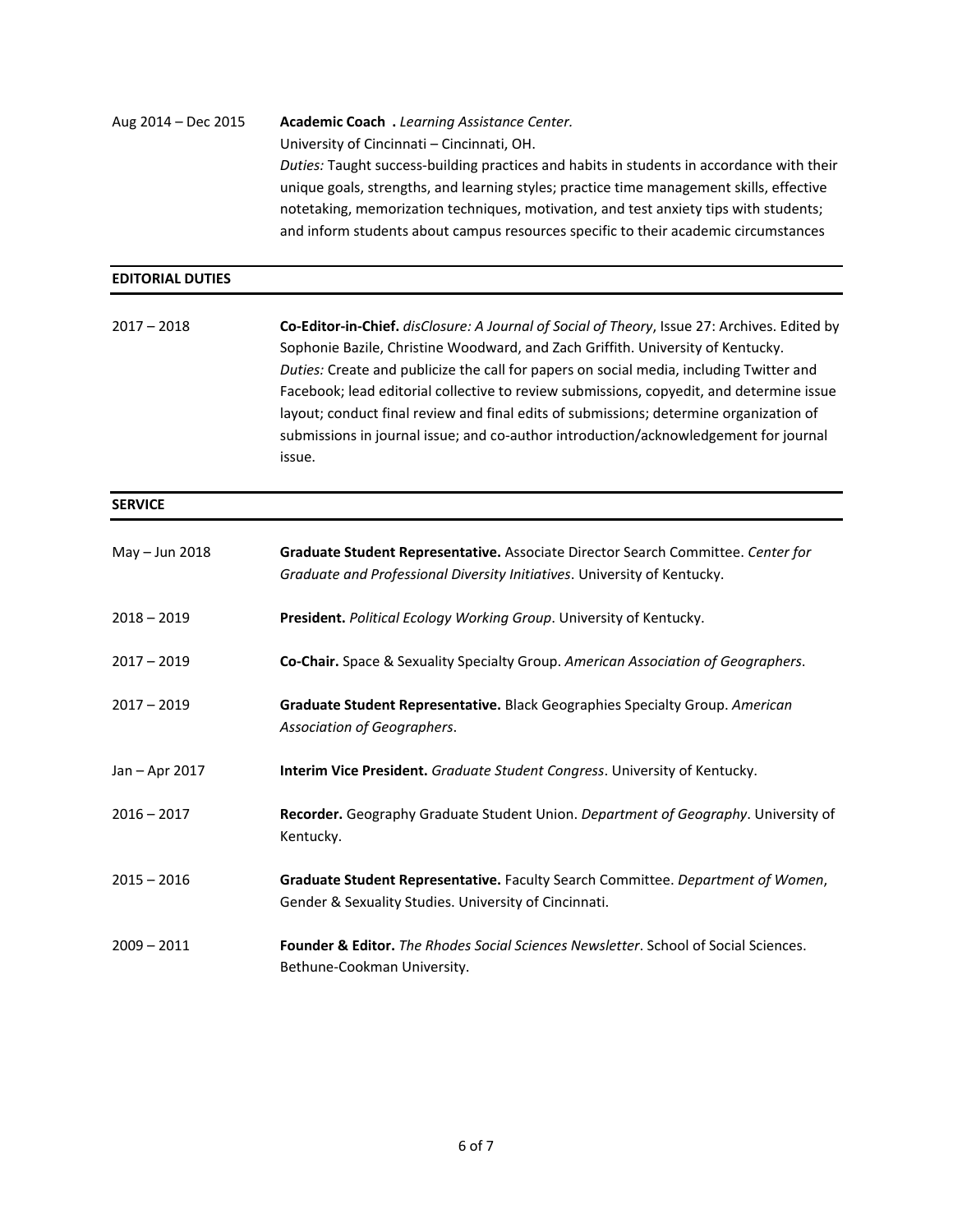Aug 2014 – Dec 2015 **Academic Coach .** *Learning Assistance Center.*
University of Cincinnati – Cincinnati, OH.
*Duties:* Taught success-building practices and habits in students in accordance with their unique goals, strengths, and learning styles; practice time management skills, effective notetaking, memorization techniques, motivation, and test anxiety tips with students; and inform students about campus resources specific to their academic circumstances

## EDITORIAL DUTIES

2017 – 2018 **Co-Editor-in-Chief.** *disClosure: A Journal of Social of Theory*, Issue 27: Archives. Edited by Sophonie Bazile, Christine Woodward, and Zach Griffith. University of Kentucky.
*Duties:* Create and publicize the call for papers on social media, including Twitter and Facebook; lead editorial collective to review submissions, copyedit, and determine issue layout; conduct final review and final edits of submissions; determine organization of submissions in journal issue; and co-author introduction/acknowledgement for journal issue.

## SERVICE

May – Jun 2018 **Graduate Student Representative.** Associate Director Search Committee. *Center for Graduate and Professional Diversity Initiatives*. University of Kentucky.

2018 – 2019 **President.** *Political Ecology Working Group*. University of Kentucky.

2017 – 2019 **Co-Chair.** Space & Sexuality Specialty Group. *American Association of Geographers*.

2017 – 2019 **Graduate Student Representative.** Black Geographies Specialty Group. *American Association of Geographers*.

Jan – Apr 2017 **Interim Vice President.** *Graduate Student Congress*. University of Kentucky.

2016 – 2017 **Recorder.** Geography Graduate Student Union. *Department of Geography*. University of Kentucky.

2015 – 2016 **Graduate Student Representative.** Faculty Search Committee. *Department of Women*, Gender & Sexuality Studies. University of Cincinnati.

2009 – 2011 **Founder & Editor.** *The Rhodes Social Sciences Newsletter*. School of Social Sciences. Bethune-Cookman University.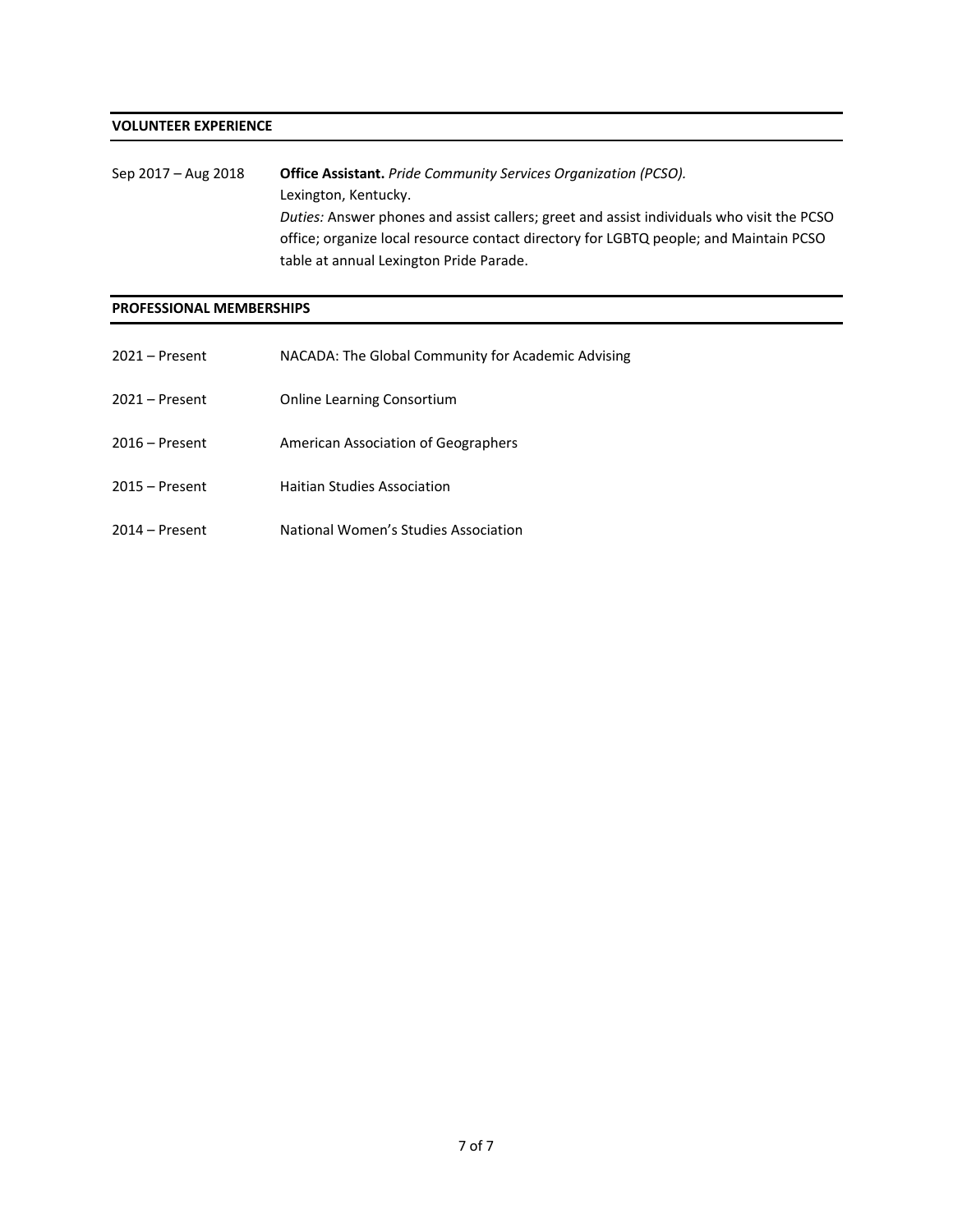## VOLUNTEER EXPERIENCE

Sep 2017 – Aug 2018 **Office Assistant.** *Pride Community Services Organization (PCSO).*
Lexington, Kentucky.
*Duties:* Answer phones and assist callers; greet and assist individuals who visit the PCSO office; organize local resource contact directory for LGBTQ people; and Maintain PCSO table at annual Lexington Pride Parade.

## PROFESSIONAL MEMBERSHIPS

2021 – Present NACADA: The Global Community for Academic Advising

2021 – Present Online Learning Consortium

2016 – Present American Association of Geographers

2015 – Present Haitian Studies Association

2014 – Present National Women's Studies Association